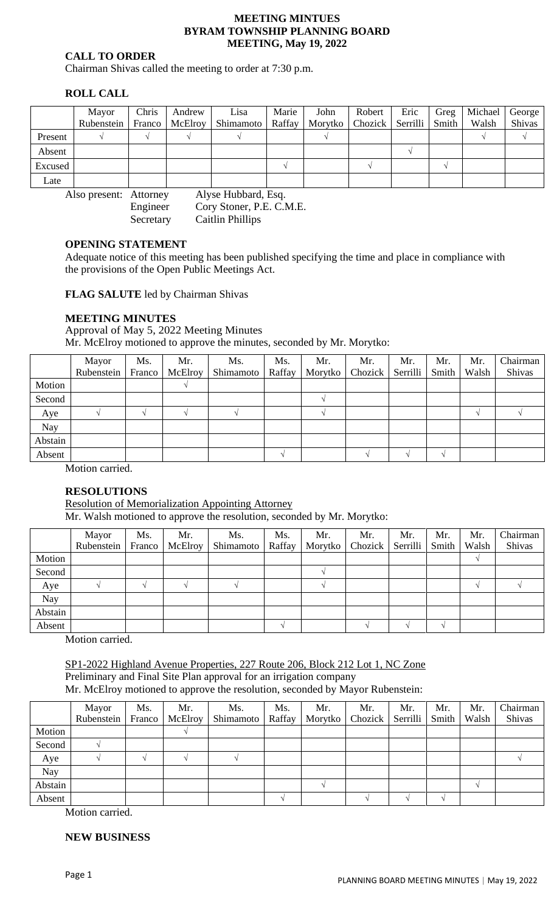# MEETING MINTUES
## BYRAM TOWNSHIP PLANNING BOARD
## MEETING, May 19, 2022

**CALL TO ORDER**

Chairman Shivas called the meeting to order at 7:30 p.m.

**ROLL CALL**

| | Mayor Rubenstein | Chris Franco | Andrew McElroy | Lisa Shimamoto | Marie Raffay | John Morytko | Robert Chozick | Eric Serrilli | Greg Smith | Michael Walsh | George Shivas |
|---|---|---|---|---|---|---|---|---|---|---|---|
| Present | √ | √ | √ | √ | | √ | | | | √ | √ |
| Absent | | | | | | | | √ | | | |
| Excused | | | | | √ | | √ | | √ | | |
| Late | | | | | | | | | | | |

Also present: Attorney Alyse Hubbard, Esq.
Engineer Cory Stoner, P.E. C.M.E.
Secretary Caitlin Phillips

**OPENING STATEMENT**

Adequate notice of this meeting has been published specifying the time and place in compliance with the provisions of the Open Public Meetings Act.

**FLAG SALUTE** led by Chairman Shivas

**MEETING MINUTES**

Approval of May 5, 2022 Meeting Minutes

Mr. McElroy motioned to approve the minutes, seconded by Mr. Morytko:

| | Mayor Rubenstein | Ms. Franco | Mr. McElroy | Ms. Shimamoto | Ms. Raffay | Mr. Morytko | Mr. Chozick | Mr. Serrilli | Mr. Smith | Mr. Walsh | Chairman Shivas |
|---|---|---|---|---|---|---|---|---|---|---|---|
| Motion | | | √ | | | | | | | | |
| Second | | | | | | √ | | | | | |
| Aye | √ | √ | √ | √ | | √ | | | | √ | √ |
| Nay | | | | | | | | | | | |
| Abstain | | | | | | | | | | | |
| Absent | | | | | √ | | √ | √ | √ | | |

Motion carried.

**RESOLUTIONS**

Resolution of Memorialization Appointing Attorney

Mr. Walsh motioned to approve the resolution, seconded by Mr. Morytko:

| | Mayor Rubenstein | Ms. Franco | Mr. McElroy | Ms. Shimamoto | Ms. Raffay | Mr. Morytko | Mr. Chozick | Mr. Serrilli | Mr. Smith | Mr. Walsh | Chairman Shivas |
|---|---|---|---|---|---|---|---|---|---|---|---|
| Motion | | | | | | | | | | √ | |
| Second | | | | | | √ | | | | | |
| Aye | √ | √ | √ | √ | | √ | | | | √ | √ |
| Nay | | | | | | | | | | | |
| Abstain | | | | | | | | | | | |
| Absent | | | | | √ | | √ | √ | √ | | |

Motion carried.

SP1-2022 Highland Avenue Properties, 227 Route 206, Block 212 Lot 1, NC Zone

Preliminary and Final Site Plan approval for an irrigation company

Mr. McElroy motioned to approve the resolution, seconded by Mayor Rubenstein:

| | Mayor Rubenstein | Ms. Franco | Mr. McElroy | Ms. Shimamoto | Ms. Raffay | Mr. Morytko | Mr. Chozick | Mr. Serrilli | Mr. Smith | Mr. Walsh | Chairman Shivas |
|---|---|---|---|---|---|---|---|---|---|---|---|
| Motion | | | √ | | | | | | | | |
| Second | √ | | | | | | | | | | |
| Aye | √ | √ | √ | √ | | | | | | | √ |
| Nay | | | | | | | | | | | |
| Abstain | | | | | | √ | | | | √ | |
| Absent | | | | | √ | | √ | √ | √ | | |

Motion carried.

**NEW BUSINESS**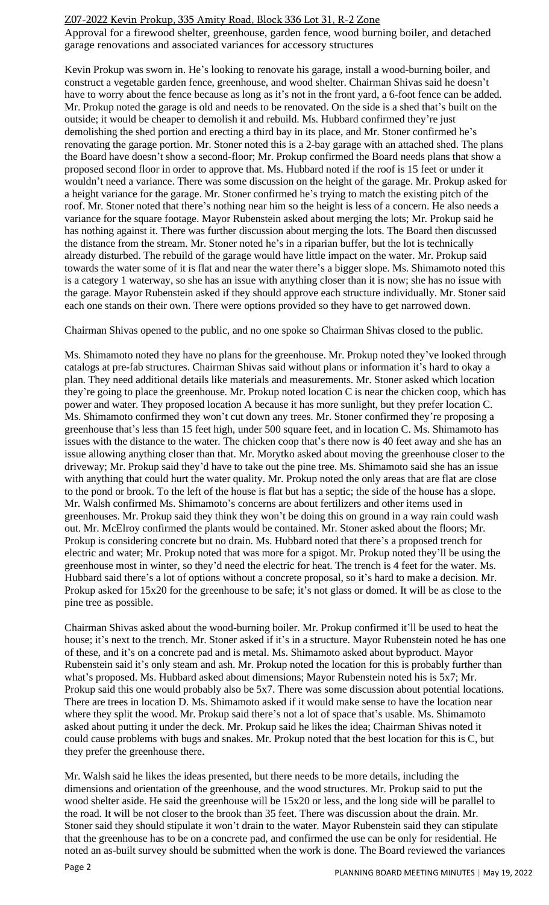Z07-2022 Kevin Prokup, 335 Amity Road, Block 336 Lot 31, R-2 Zone

Approval for a firewood shelter, greenhouse, garden fence, wood burning boiler, and detached garage renovations and associated variances for accessory structures

Kevin Prokup was sworn in. He's looking to renovate his garage, install a wood-burning boiler, and construct a vegetable garden fence, greenhouse, and wood shelter. Chairman Shivas said he doesn't have to worry about the fence because as long as it's not in the front yard, a 6-foot fence can be added. Mr. Prokup noted the garage is old and needs to be renovated. On the side is a shed that's built on the outside; it would be cheaper to demolish it and rebuild. Ms. Hubbard confirmed they're just demolishing the shed portion and erecting a third bay in its place, and Mr. Stoner confirmed he's renovating the garage portion. Mr. Stoner noted this is a 2-bay garage with an attached shed. The plans the Board have doesn't show a second-floor; Mr. Prokup confirmed the Board needs plans that show a proposed second floor in order to approve that. Ms. Hubbard noted if the roof is 15 feet or under it wouldn't need a variance. There was some discussion on the height of the garage. Mr. Prokup asked for a height variance for the garage. Mr. Stoner confirmed he's trying to match the existing pitch of the roof. Mr. Stoner noted that there's nothing near him so the height is less of a concern. He also needs a variance for the square footage. Mayor Rubenstein asked about merging the lots; Mr. Prokup said he has nothing against it. There was further discussion about merging the lots. The Board then discussed the distance from the stream. Mr. Stoner noted he's in a riparian buffer, but the lot is technically already disturbed. The rebuild of the garage would have little impact on the water. Mr. Prokup said towards the water some of it is flat and near the water there's a bigger slope. Ms. Shimamoto noted this is a category 1 waterway, so she has an issue with anything closer than it is now; she has no issue with the garage. Mayor Rubenstein asked if they should approve each structure individually. Mr. Stoner said each one stands on their own. There were options provided so they have to get narrowed down.

Chairman Shivas opened to the public, and no one spoke so Chairman Shivas closed to the public.

Ms. Shimamoto noted they have no plans for the greenhouse. Mr. Prokup noted they've looked through catalogs at pre-fab structures. Chairman Shivas said without plans or information it's hard to okay a plan. They need additional details like materials and measurements. Mr. Stoner asked which location they're going to place the greenhouse. Mr. Prokup noted location C is near the chicken coop, which has power and water. They proposed location A because it has more sunlight, but they prefer location C. Ms. Shimamoto confirmed they won't cut down any trees. Mr. Stoner confirmed they're proposing a greenhouse that's less than 15 feet high, under 500 square feet, and in location C. Ms. Shimamoto has issues with the distance to the water. The chicken coop that's there now is 40 feet away and she has an issue allowing anything closer than that. Mr. Morytko asked about moving the greenhouse closer to the driveway; Mr. Prokup said they'd have to take out the pine tree. Ms. Shimamoto said she has an issue with anything that could hurt the water quality. Mr. Prokup noted the only areas that are flat are close to the pond or brook. To the left of the house is flat but has a septic; the side of the house has a slope. Mr. Walsh confirmed Ms. Shimamoto's concerns are about fertilizers and other items used in greenhouses. Mr. Prokup said they think they won't be doing this on ground in a way rain could wash out. Mr. McElroy confirmed the plants would be contained. Mr. Stoner asked about the floors; Mr. Prokup is considering concrete but no drain. Ms. Hubbard noted that there's a proposed trench for electric and water; Mr. Prokup noted that was more for a spigot. Mr. Prokup noted they'll be using the greenhouse most in winter, so they'd need the electric for heat. The trench is 4 feet for the water. Ms. Hubbard said there's a lot of options without a concrete proposal, so it's hard to make a decision. Mr. Prokup asked for 15x20 for the greenhouse to be safe; it's not glass or domed. It will be as close to the pine tree as possible.

Chairman Shivas asked about the wood-burning boiler. Mr. Prokup confirmed it'll be used to heat the house; it's next to the trench. Mr. Stoner asked if it's in a structure. Mayor Rubenstein noted he has one of these, and it's on a concrete pad and is metal. Ms. Shimamoto asked about byproduct. Mayor Rubenstein said it's only steam and ash. Mr. Prokup noted the location for this is probably further than what's proposed. Ms. Hubbard asked about dimensions; Mayor Rubenstein noted his is 5x7; Mr. Prokup said this one would probably also be 5x7. There was some discussion about potential locations. There are trees in location D. Ms. Shimamoto asked if it would make sense to have the location near where they split the wood. Mr. Prokup said there's not a lot of space that's usable. Ms. Shimamoto asked about putting it under the deck. Mr. Prokup said he likes the idea; Chairman Shivas noted it could cause problems with bugs and snakes. Mr. Prokup noted that the best location for this is C, but they prefer the greenhouse there.

Mr. Walsh said he likes the ideas presented, but there needs to be more details, including the dimensions and orientation of the greenhouse, and the wood structures. Mr. Prokup said to put the wood shelter aside. He said the greenhouse will be 15x20 or less, and the long side will be parallel to the road. It will be not closer to the brook than 35 feet. There was discussion about the drain. Mr. Stoner said they should stipulate it won't drain to the water. Mayor Rubenstein said they can stipulate that the greenhouse has to be on a concrete pad, and confirmed the use can be only for residential. He noted an as-built survey should be submitted when the work is done. The Board reviewed the variances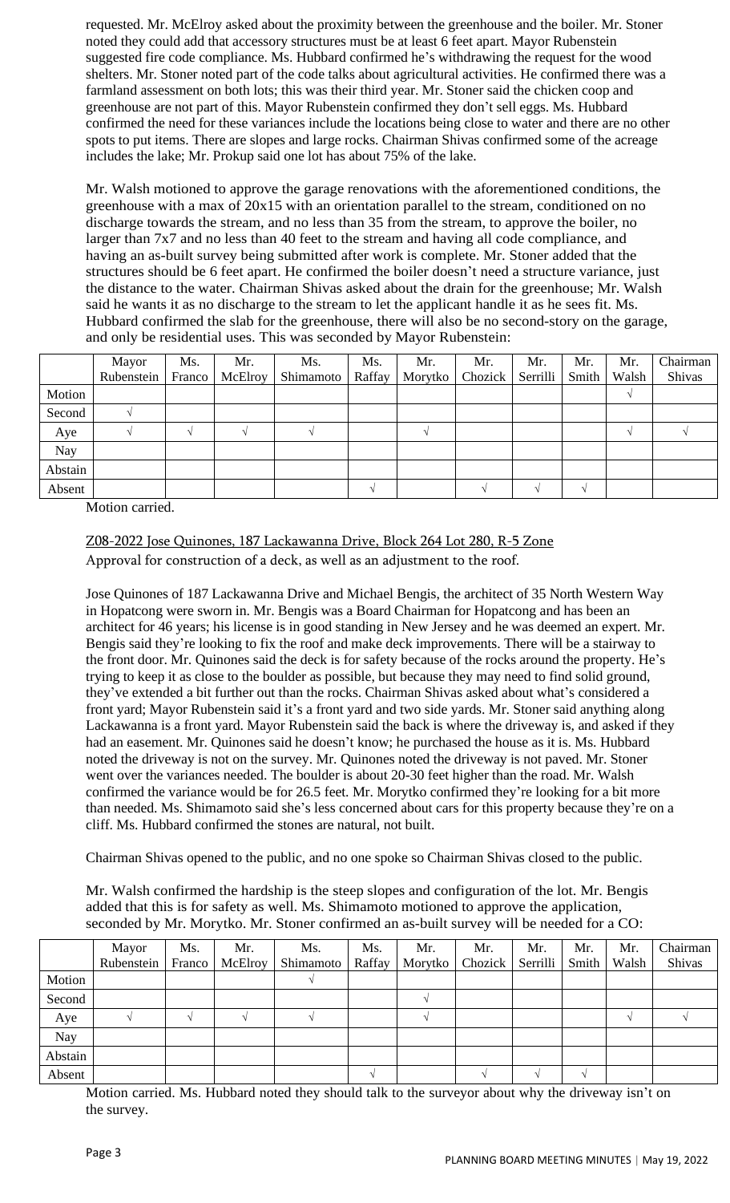requested. Mr. McElroy asked about the proximity between the greenhouse and the boiler. Mr. Stoner noted they could add that accessory structures must be at least 6 feet apart. Mayor Rubenstein suggested fire code compliance. Ms. Hubbard confirmed he's withdrawing the request for the wood shelters. Mr. Stoner noted part of the code talks about agricultural activities. He confirmed there was a farmland assessment on both lots; this was their third year. Mr. Stoner said the chicken coop and greenhouse are not part of this. Mayor Rubenstein confirmed they don't sell eggs. Ms. Hubbard confirmed the need for these variances include the locations being close to water and there are no other spots to put items. There are slopes and large rocks. Chairman Shivas confirmed some of the acreage includes the lake; Mr. Prokup said one lot has about 75% of the lake.

Mr. Walsh motioned to approve the garage renovations with the aforementioned conditions, the greenhouse with a max of 20x15 with an orientation parallel to the stream, conditioned on no discharge towards the stream, and no less than 35 from the stream, to approve the boiler, no larger than 7x7 and no less than 40 feet to the stream and having all code compliance, and having an as-built survey being submitted after work is complete. Mr. Stoner added that the structures should be 6 feet apart. He confirmed the boiler doesn't need a structure variance, just the distance to the water. Chairman Shivas asked about the drain for the greenhouse; Mr. Walsh said he wants it as no discharge to the stream to let the applicant handle it as he sees fit. Ms. Hubbard confirmed the slab for the greenhouse, there will also be no second-story on the garage, and only be residential uses. This was seconded by Mayor Rubenstein:

| | Mayor Rubenstein | Ms. Franco | Mr. McElroy | Ms. Shimamoto | Ms. Raffay | Mr. Morytko | Mr. Chozick | Mr. Serrilli | Mr. Smith | Mr. Walsh | Chairman Shivas |
|---|---|---|---|---|---|---|---|---|---|---|---|
| Motion | | | | | | | | | | √ | |
| Second | √ | | | | | | | | | | |
| Aye | √ | √ | √ | √ | | √ | | | | √ | √ |
| Nay | | | | | | | | | | | |
| Abstain | | | | | | | | | | | |
| Absent | | | | | √ | | √ | √ | √ | | |

Motion carried.

## Z08-2022 Jose Quinones, 187 Lackawanna Drive, Block 264 Lot 280, R-5 Zone

Approval for construction of a deck, as well as an adjustment to the roof.

Jose Quinones of 187 Lackawanna Drive and Michael Bengis, the architect of 35 North Western Way in Hopatcong were sworn in. Mr. Bengis was a Board Chairman for Hopatcong and has been an architect for 46 years; his license is in good standing in New Jersey and he was deemed an expert. Mr. Bengis said they're looking to fix the roof and make deck improvements. There will be a stairway to the front door. Mr. Quinones said the deck is for safety because of the rocks around the property. He's trying to keep it as close to the boulder as possible, but because they may need to find solid ground, they've extended a bit further out than the rocks. Chairman Shivas asked about what's considered a front yard; Mayor Rubenstein said it's a front yard and two side yards. Mr. Stoner said anything along Lackawanna is a front yard. Mayor Rubenstein said the back is where the driveway is, and asked if they had an easement. Mr. Quinones said he doesn't know; he purchased the house as it is. Ms. Hubbard noted the driveway is not on the survey. Mr. Quinones noted the driveway is not paved. Mr. Stoner went over the variances needed. The boulder is about 20-30 feet higher than the road. Mr. Walsh confirmed the variance would be for 26.5 feet. Mr. Morytko confirmed they're looking for a bit more than needed. Ms. Shimamoto said she's less concerned about cars for this property because they're on a cliff. Ms. Hubbard confirmed the stones are natural, not built.

Chairman Shivas opened to the public, and no one spoke so Chairman Shivas closed to the public.

Mr. Walsh confirmed the hardship is the steep slopes and configuration of the lot. Mr. Bengis added that this is for safety as well. Ms. Shimamoto motioned to approve the application, seconded by Mr. Morytko. Mr. Stoner confirmed an as-built survey will be needed for a CO:

| | Mayor Rubenstein | Ms. Franco | Mr. McElroy | Ms. Shimamoto | Ms. Raffay | Mr. Morytko | Mr. Chozick | Mr. Serrilli | Mr. Smith | Mr. Walsh | Chairman Shivas |
|---|---|---|---|---|---|---|---|---|---|---|---|
| Motion | | | | √ | | | | | | | |
| Second | | | | | | √ | | | | | |
| Aye | √ | √ | √ | √ | | √ | | | | √ | √ |
| Nay | | | | | | | | | | | |
| Abstain | | | | | | | | | | | |
| Absent | | | | | √ | | √ | √ | √ | | |

Motion carried. Ms. Hubbard noted they should talk to the surveyor about why the driveway isn't on the survey.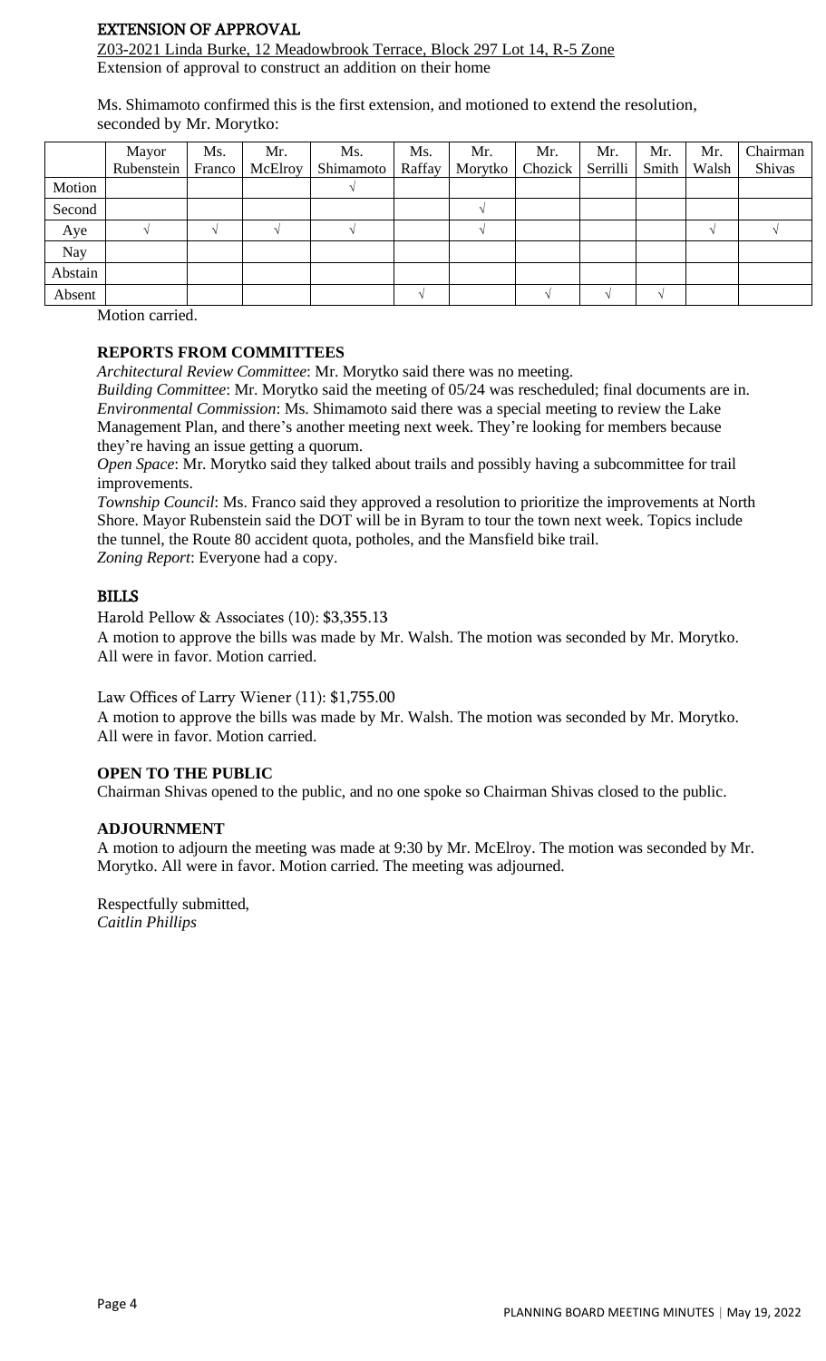## EXTENSION OF APPROVAL

Z03-2021 Linda Burke, 12 Meadowbrook Terrace, Block 297 Lot 14, R-5 Zone
Extension of approval to construct an addition on their home

Ms. Shimamoto confirmed this is the first extension, and motioned to extend the resolution, seconded by Mr. Morytko:

| | Mayor Rubenstein | Ms. Franco | Mr. McElroy | Ms. Shimamoto | Ms. Raffay | Mr. Morytko | Mr. Chozick | Mr. Serrilli | Mr. Smith | Mr. Walsh | Chairman Shivas |
|---|---|---|---|---|---|---|---|---|---|---|---|
| Motion | | | | √ | | | | | | | |
| Second | | | | | | √ | | | | | |
| Aye | √ | √ | √ | √ | | √ | | | | √ | √ |
| Nay | | | | | | | | | | | |
| Abstain | | | | | | | | | | | |
| Absent | | | | | √ | | √ | √ | √ | | |

Motion carried.

### REPORTS FROM COMMITTEES

*Architectural Review Committee*: Mr. Morytko said there was no meeting.
*Building Committee*: Mr. Morytko said the meeting of 05/24 was rescheduled; final documents are in.
*Environmental Commission*: Ms. Shimamoto said there was a special meeting to review the Lake Management Plan, and there's another meeting next week. They're looking for members because they're having an issue getting a quorum.
*Open Space*: Mr. Morytko said they talked about trails and possibly having a subcommittee for trail improvements.
*Township Council*: Ms. Franco said they approved a resolution to prioritize the improvements at North Shore. Mayor Rubenstein said the DOT will be in Byram to tour the town next week. Topics include the tunnel, the Route 80 accident quota, potholes, and the Mansfield bike trail.
*Zoning Report*: Everyone had a copy.

### BILLS

Harold Pellow & Associates (10): $3,355.13
A motion to approve the bills was made by Mr. Walsh. The motion was seconded by Mr. Morytko. All were in favor. Motion carried.

Law Offices of Larry Wiener (11): $1,755.00
A motion to approve the bills was made by Mr. Walsh. The motion was seconded by Mr. Morytko. All were in favor. Motion carried.

### OPEN TO THE PUBLIC

Chairman Shivas opened to the public, and no one spoke so Chairman Shivas closed to the public.

### ADJOURNMENT

A motion to adjourn the meeting was made at 9:30 by Mr. McElroy. The motion was seconded by Mr. Morytko. All were in favor. Motion carried. The meeting was adjourned.

Respectfully submitted,
*Caitlin Phillips*